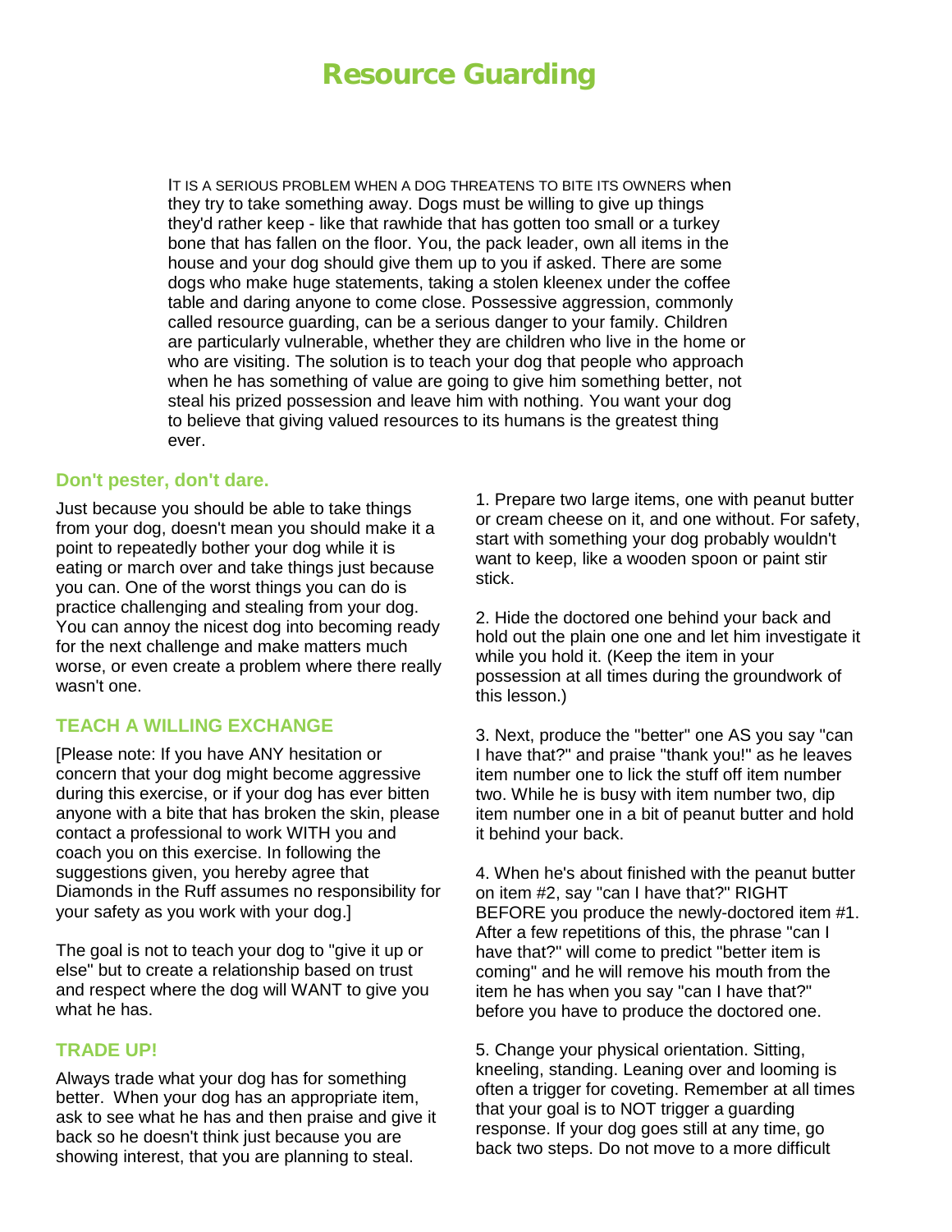# Resource Guarding

IT IS A SERIOUS PROBLEM WHEN A DOG THREATENS TO BITE ITS OWNERS when they try to take something away. Dogs must be willing to give up things they'd rather keep - like that rawhide that has gotten too small or a turkey bone that has fallen on the floor. You, the pack leader, own all items in the house and your dog should give them up to you if asked. There are some dogs who make huge statements, taking a stolen kleenex under the coffee table and daring anyone to come close. Possessive aggression, commonly called resource guarding, can be a serious danger to your family. Children are particularly vulnerable, whether they are children who live in the home or who are visiting. The solution is to teach your dog that people who approach when he has something of value are going to give him something better, not steal his prized possession and leave him with nothing. You want your dog to believe that giving valued resources to its humans is the greatest thing ever.

### Don't pester, don't dare.

Just because you should be able to take things from your dog, doesn't mean you should make it a point to repeatedly bother your dog while it is eating or march over and take things just because you can. One of the worst things you can do is practice challenging and stealing from your dog. You can annoy the nicest dog into becoming ready for the next challenge and make matters much worse, or even create a problem where there really wasn't one.

### TEACH A WILLING EXCHANGE

[Please note: If you have ANY hesitation or concern that your dog might become aggressive during this exercise, or if your dog has ever bitten anyone with a bite that has broken the skin, please contact a professional to work WITH you and coach you on this exercise. In following the suggestions given, you hereby agree that Diamonds in the Ruff assumes no responsibility for your safety as you work with your dog.]

The goal is not to teach your dog to "give it up or else" but to create a relationship based on trust and respect where the dog will WANT to give you what he has.

### TRADE UP!

Always trade what your dog has for something better. When your dog has an appropriate item, ask to see what he has and then praise and give it back so he doesn't think just because you are showing interest, that you are planning to steal.

1. Prepare two large items, one with peanut butter or cream cheese on it, and one without. For safety, start with something your dog probably wouldn't want to keep, like a wooden spoon or paint stir stick.

2. Hide the doctored one behind your back and hold out the plain one one and let him investigate it while you hold it. (Keep the item in your possession at all times during the groundwork of this lesson.)

3. Next, produce the "better" one AS you say "can I have that?" and praise "thank you!" as he leaves item number one to lick the stuff off item number two. While he is busy with item number two, dip item number one in a bit of peanut butter and hold it behind your back.

4. When he's about finished with the peanut butter on item #2, say "can I have that?" RIGHT BEFORE you produce the newly-doctored item #1. After a few repetitions of this, the phrase "can I have that?" will come to predict "better item is coming" and he will remove his mouth from the item he has when you say "can I have that?" before you have to produce the doctored one.

5. Change your physical orientation. Sitting, kneeling, standing. Leaning over and looming is often a trigger for coveting. Remember at all times that your goal is to NOT trigger a guarding response. If your dog goes still at any time, go back two steps. Do not move to a more difficult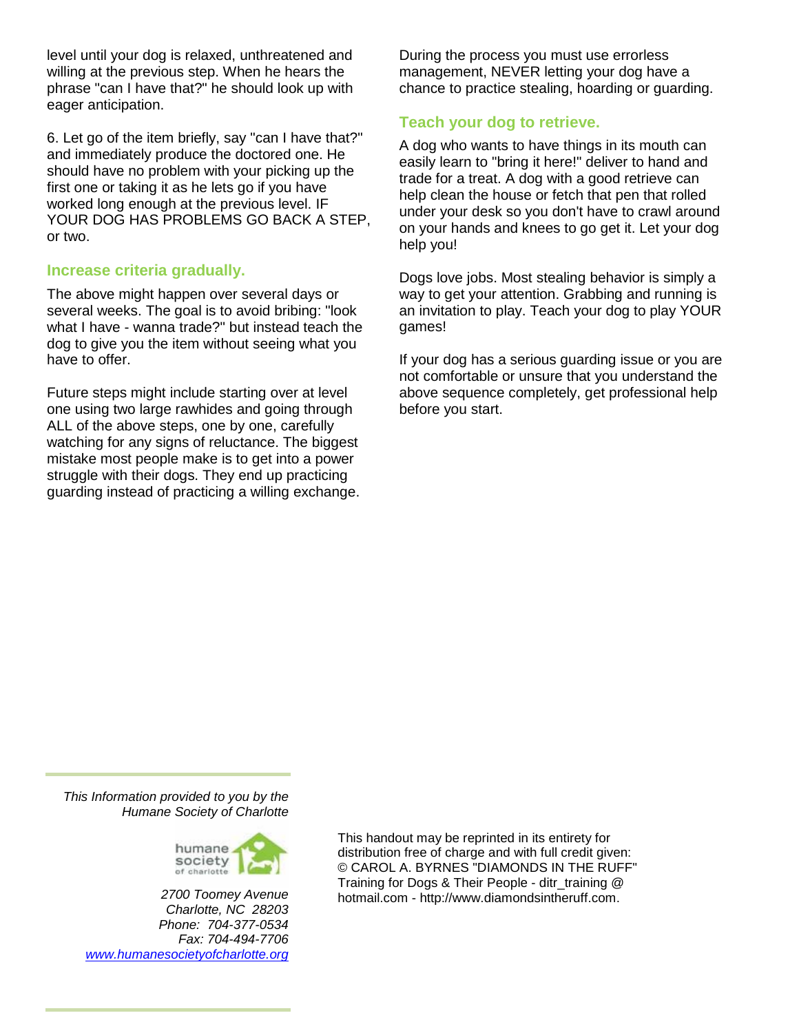level until your dog is relaxed, unthreatened and willing at the previous step. When he hears the phrase "can I have that?" he should look up with eager anticipation.

6. Let go of the item briefly, say "can I have that?" and immediately produce the doctored one. He should have no problem with your picking up the first one or taking it as he lets go if you have worked long enough at the previous level. IF YOUR DOG HAS PROBLEMS GO BACK A STEP, or two.

### Increase criteria gradually.

The above might happen over several days or several weeks. The goal is to avoid bribing: "look what I have - wanna trade?" but instead teach the dog to give you the item without seeing what you have to offer.

Future steps might include starting over at level one using two large rawhides and going through ALL of the above steps, one by one, carefully watching for any signs of reluctance. The biggest mistake most people make is to get into a power struggle with their dogs. They end up practicing guarding instead of practicing a willing exchange.

During the process you must use errorless management, NEVER letting your dog have a chance to practice stealing, hoarding or guarding.

### Teach your dog to retrieve.

A dog who wants to have things in its mouth can easily learn to "bring it here!" deliver to hand and trade for a treat. A dog with a good retrieve can help clean the house or fetch that pen that rolled under your desk so you don't have to crawl around on your hands and knees to go get it. Let your dog help you!

Dogs love jobs. Most stealing behavior is simply a way to get your attention. Grabbing and running is an invitation to play. Teach your dog to play YOUR games!

If your dog has a serious guarding issue or you are not comfortable or unsure that you understand the above sequence completely, get professional help before you start.

*This Information provided to you by the Humane Society of Charlotte*

humane society of charlotte

*2700 Toomey Avenue*
*Charlotte, NC 28203*
*Phone: 704-377-0534*
*Fax: 704-494-7706*
*www.humanesocietyofcharlotte.org*

This handout may be reprinted in its entirety for distribution free of charge and with full credit given: © CAROL A. BYRNES "DIAMONDS IN THE RUFF" Training for Dogs & Their People - ditr_training @ hotmail.com - http://www.diamondsintheruff.com.